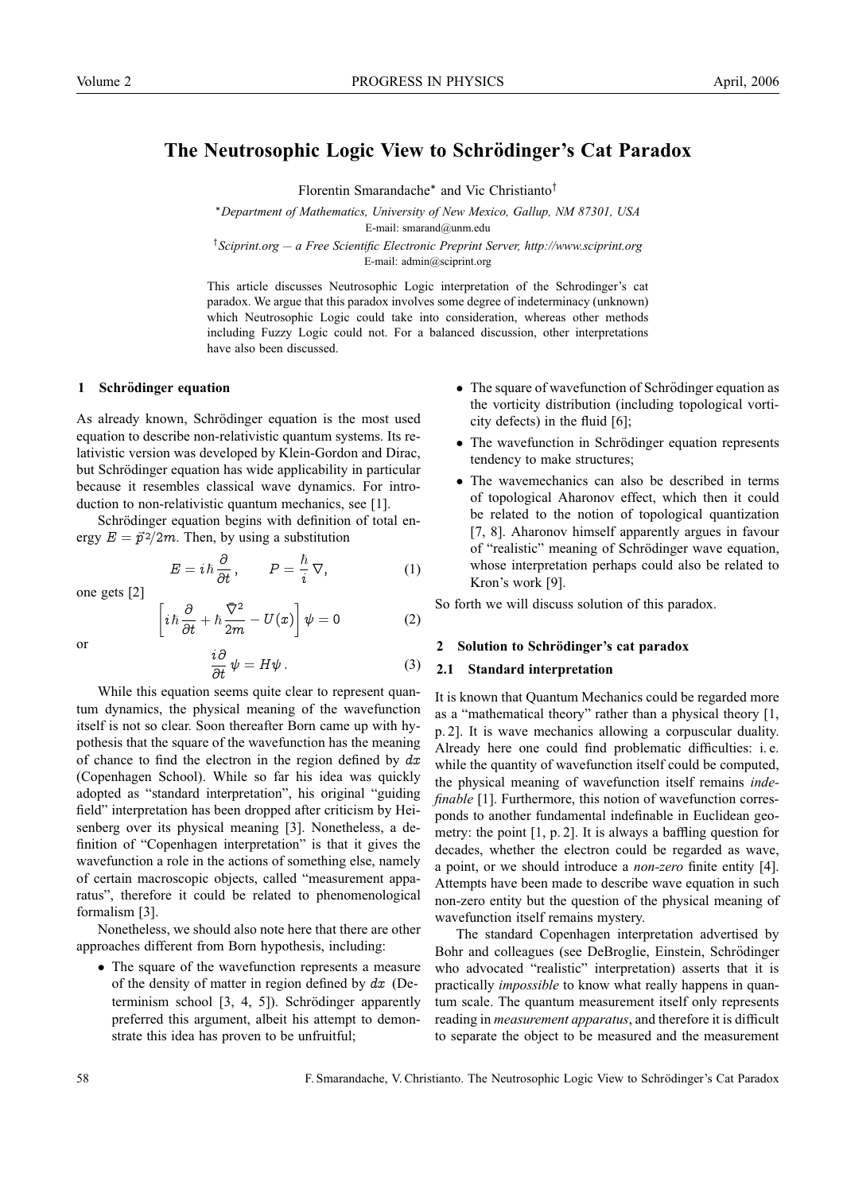# The Neutrosophic Logic View to Schrödinger's Cat Paradox

Florentin Smarandache* and Vic Christianto†

*Department of Mathematics, University of New Mexico, Gallup, NM 87301, USA
E-mail: smarand@unm.edu

†Sciprint.org — a Free Scientific Electronic Preprint Server, http://www.sciprint.org
E-mail: admin@sciprint.org

This article discusses Neutrosophic Logic interpretation of the Schrodinger's cat paradox. We argue that this paradox involves some degree of indeterminacy (unknown) which Neutrosophic Logic could take into consideration, whereas other methods including Fuzzy Logic could not. For a balanced discussion, other interpretations have also been discussed.

## 1 Schrödinger equation

As already known, Schrödinger equation is the most used equation to describe non-relativistic quantum systems. Its relativistic version was developed by Klein-Gordon and Dirac, but Schrödinger equation has wide applicability in particular because it resembles classical wave dynamics. For introduction to non-relativistic quantum mechanics, see [1].

Schrödinger equation begins with definition of total energy $E = \vec{p}^{\,2}/2m$. Then, by using a substitution

$$E = i\hbar\frac{\partial}{\partial t}\,, \qquad P = \frac{\hbar}{i}\nabla, \tag{1}$$

one gets [2]

$$\left[i\hbar\frac{\partial}{\partial t} + \hbar\frac{\bar{\nabla}^2}{2m} - U(x)\right]\psi = 0 \tag{2}$$

or

$$\frac{i\partial}{\partial t}\psi = H\psi\,. \tag{3}$$

While this equation seems quite clear to represent quantum dynamics, the physical meaning of the wavefunction itself is not so clear. Soon thereafter Born came up with hypothesis that the square of the wavefunction has the meaning of chance to find the electron in the region defined by $dx$ (Copenhagen School). While so far his idea was quickly adopted as "standard interpretation", his original "guiding field" interpretation has been dropped after criticism by Heisenberg over its physical meaning [3]. Nonetheless, a definition of "Copenhagen interpretation" is that it gives the wavefunction a role in the actions of something else, namely of certain macroscopic objects, called "measurement apparatus", therefore it could be related to phenomenological formalism [3].

Nonetheless, we should also note here that there are other approaches different from Born hypothesis, including:

- The square of the wavefunction represents a measure of the density of matter in region defined by $dx$ (Determinism school [3, 4, 5]). Schrödinger apparently preferred this argument, albeit his attempt to demonstrate this idea has proven to be unfruitful;
- The square of wavefunction of Schrödinger equation as the vorticity distribution (including topological vorticity defects) in the fluid [6];
- The wavefunction in Schrödinger equation represents tendency to make structures;
- The wavemechanics can also be described in terms of topological Aharonov effect, which then it could be related to the notion of topological quantization [7, 8]. Aharonov himself apparently argues in favour of "realistic" meaning of Schrödinger wave equation, whose interpretation perhaps could also be related to Kron's work [9].

So forth we will discuss solution of this paradox.

## 2 Solution to Schrödinger's cat paradox

### 2.1 Standard interpretation

It is known that Quantum Mechanics could be regarded more as a "mathematical theory" rather than a physical theory [1, p. 2]. It is wave mechanics allowing a corpuscular duality. Already here one could find problematic difficulties: i. e. while the quantity of wavefunction itself could be computed, the physical meaning of wavefunction itself remains *indefinable* [1]. Furthermore, this notion of wavefunction corresponds to another fundamental indefinable in Euclidean geometry: the point [1, p. 2]. It is always a baffling question for decades, whether the electron could be regarded as wave, a point, or we should introduce a *non-zero* finite entity [4]. Attempts have been made to describe wave equation in such non-zero entity but the question of the physical meaning of wavefunction itself remains mystery.

The standard Copenhagen interpretation advertised by Bohr and colleagues (see DeBroglie, Einstein, Schrödinger who advocated "realistic" interpretation) asserts that it is practically *impossible* to know what really happens in quantum scale. The quantum measurement itself only represents reading in *measurement apparatus*, and therefore it is difficult to separate the object to be measured and the measurement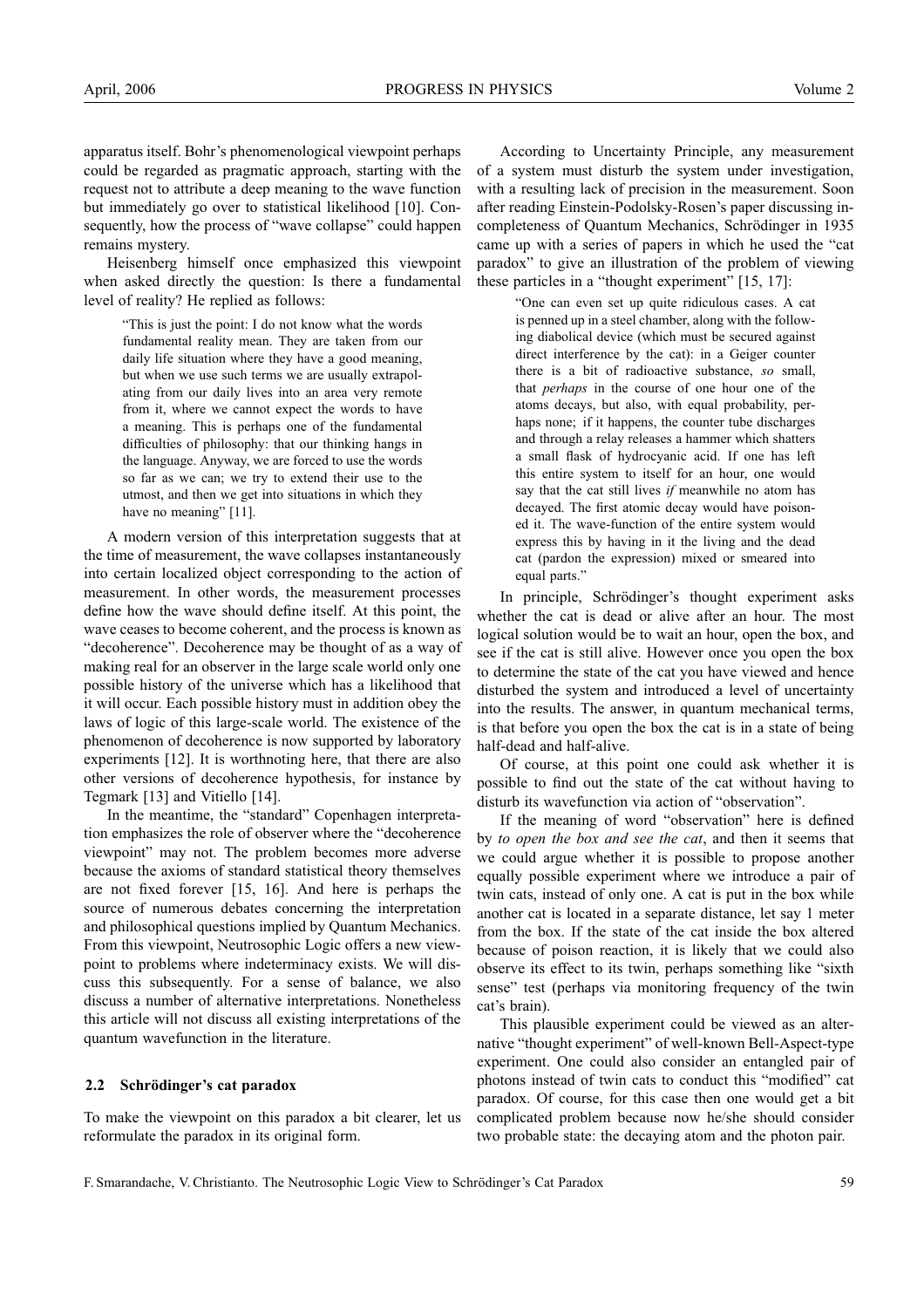apparatus itself. Bohr's phenomenological viewpoint perhaps could be regarded as pragmatic approach, starting with the request not to attribute a deep meaning to the wave function but immediately go over to statistical likelihood [10]. Consequently, how the process of "wave collapse" could happen remains mystery.

Heisenberg himself once emphasized this viewpoint when asked directly the question: Is there a fundamental level of reality? He replied as follows:

> "This is just the point: I do not know what the words fundamental reality mean. They are taken from our daily life situation where they have a good meaning, but when we use such terms we are usually extrapolating from our daily lives into an area very remote from it, where we cannot expect the words to have a meaning. This is perhaps one of the fundamental difficulties of philosophy: that our thinking hangs in the language. Anyway, we are forced to use the words so far as we can; we try to extend their use to the utmost, and then we get into situations in which they have no meaning" [11].

A modern version of this interpretation suggests that at the time of measurement, the wave collapses instantaneously into certain localized object corresponding to the action of measurement. In other words, the measurement processes define how the wave should define itself. At this point, the wave ceases to become coherent, and the process is known as "decoherence". Decoherence may be thought of as a way of making real for an observer in the large scale world only one possible history of the universe which has a likelihood that it will occur. Each possible history must in addition obey the laws of logic of this large-scale world. The existence of the phenomenon of decoherence is now supported by laboratory experiments [12]. It is worthnoting here, that there are also other versions of decoherence hypothesis, for instance by Tegmark [13] and Vitiello [14].

In the meantime, the "standard" Copenhagen interpretation emphasizes the role of observer where the "decoherence viewpoint" may not. The problem becomes more adverse because the axioms of standard statistical theory themselves are not fixed forever [15, 16]. And here is perhaps the source of numerous debates concerning the interpretation and philosophical questions implied by Quantum Mechanics. From this viewpoint, Neutrosophic Logic offers a new viewpoint to problems where indeterminacy exists. We will discuss this subsequently. For a sense of balance, we also discuss a number of alternative interpretations. Nonetheless this article will not discuss all existing interpretations of the quantum wavefunction in the literature.

## 2.2 Schrödinger's cat paradox

To make the viewpoint on this paradox a bit clearer, let us reformulate the paradox in its original form.

According to Uncertainty Principle, any measurement of a system must disturb the system under investigation, with a resulting lack of precision in the measurement. Soon after reading Einstein-Podolsky-Rosen's paper discussing incompleteness of Quantum Mechanics, Schrödinger in 1935 came up with a series of papers in which he used the "cat paradox" to give an illustration of the problem of viewing these particles in a "thought experiment" [15, 17]:

> "One can even set up quite ridiculous cases. A cat is penned up in a steel chamber, along with the following diabolical device (which must be secured against direct interference by the cat): in a Geiger counter there is a bit of radioactive substance, *so* small, that *perhaps* in the course of one hour one of the atoms decays, but also, with equal probability, perhaps none; if it happens, the counter tube discharges and through a relay releases a hammer which shatters a small flask of hydrocyanic acid. If one has left this entire system to itself for an hour, one would say that the cat still lives *if* meanwhile no atom has decayed. The first atomic decay would have poisoned it. The wave-function of the entire system would express this by having in it the living and the dead cat (pardon the expression) mixed or smeared into equal parts."

In principle, Schrödinger's thought experiment asks whether the cat is dead or alive after an hour. The most logical solution would be to wait an hour, open the box, and see if the cat is still alive. However once you open the box to determine the state of the cat you have viewed and hence disturbed the system and introduced a level of uncertainty into the results. The answer, in quantum mechanical terms, is that before you open the box the cat is in a state of being half-dead and half-alive.

Of course, at this point one could ask whether it is possible to find out the state of the cat without having to disturb its wavefunction via action of "observation".

If the meaning of word "observation" here is defined by *to open the box and see the cat*, and then it seems that we could argue whether it is possible to propose another equally possible experiment where we introduce a pair of twin cats, instead of only one. A cat is put in the box while another cat is located in a separate distance, let say 1 meter from the box. If the state of the cat inside the box altered because of poison reaction, it is likely that we could also observe its effect to its twin, perhaps something like "sixth sense" test (perhaps via monitoring frequency of the twin cat's brain).

This plausible experiment could be viewed as an alternative "thought experiment" of well-known Bell-Aspect-type experiment. One could also consider an entangled pair of photons instead of twin cats to conduct this "modified" cat paradox. Of course, for this case then one would get a bit complicated problem because now he/she should consider two probable state: the decaying atom and the photon pair.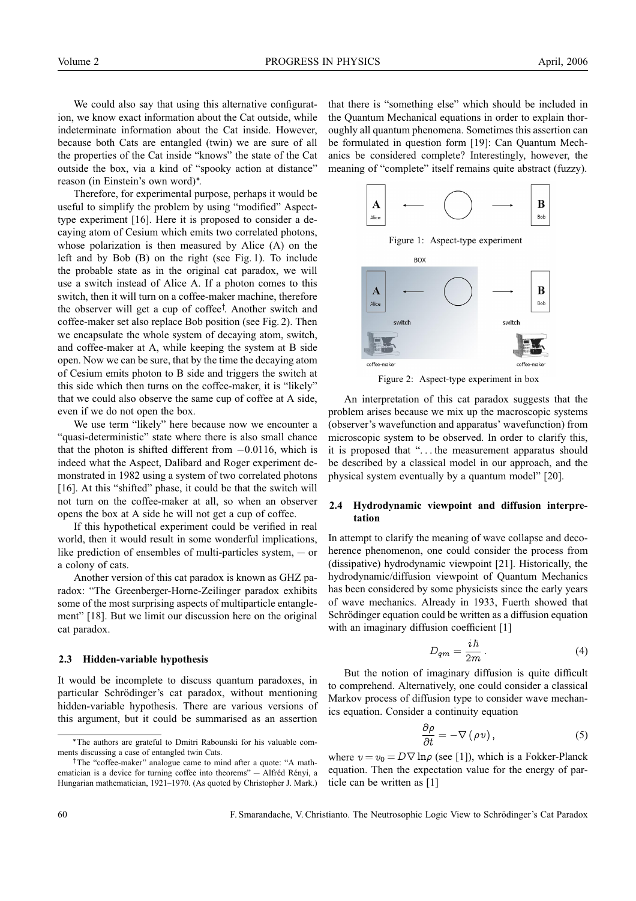We could also say that using this alternative configuration, we know exact information about the Cat outside, while indeterminate information about the Cat inside. However, because both Cats are entangled (twin) we are sure of all the properties of the Cat inside "knows" the state of the Cat outside the box, via a kind of "spooky action at distance" reason (in Einstein's own word)*.

Therefore, for experimental purpose, perhaps it would be useful to simplify the problem by using "modified" Aspect-type experiment [16]. Here it is proposed to consider a decaying atom of Cesium which emits two correlated photons, whose polarization is then measured by Alice (A) on the left and by Bob (B) on the right (see Fig. 1). To include the probable state as in the original cat paradox, we will use a switch instead of Alice A. If a photon comes to this switch, then it will turn on a coffee-maker machine, therefore the observer will get a cup of coffee†. Another switch and coffee-maker set also replace Bob position (see Fig. 2). Then we encapsulate the whole system of decaying atom, switch, and coffee-maker at A, while keeping the system at B side open. Now we can be sure, that by the time the decaying atom of Cesium emits photon to B side and triggers the switch at this side which then turns on the coffee-maker, it is "likely" that we could also observe the same cup of coffee at A side, even if we do not open the box.

We use term "likely" here because now we encounter a "quasi-deterministic" state where there is also small chance that the photon is shifted different from $-0.0116$, which is indeed what the Aspect, Dalibard and Roger experiment demonstrated in 1982 using a system of two correlated photons [16]. At this "shifted" phase, it could be that the switch will not turn on the coffee-maker at all, so when an observer opens the box at A side he will not get a cup of coffee.

If this hypothetical experiment could be verified in real world, then it would result in some wonderful implications, like prediction of ensembles of multi-particles system, — or a colony of cats.

Another version of this cat paradox is known as GHZ paradox: "The Greenberger-Horne-Zeilinger paradox exhibits some of the most surprising aspects of multiparticle entanglement" [18]. But we limit our discussion here on the original cat paradox.

### 2.3 Hidden-variable hypothesis

It would be incomplete to discuss quantum paradoxes, in particular Schrödinger's cat paradox, without mentioning hidden-variable hypothesis. There are various versions of this argument, but it could be summarised as an assertion that there is "something else" which should be included in the Quantum Mechanical equations in order to explain thoroughly all quantum phenomena. Sometimes this assertion can be formulated in question form [19]: Can Quantum Mechanics be considered complete? Interestingly, however, the meaning of "complete" itself remains quite abstract (fuzzy).

A

Alice

B

Bob

Figure 1: Aspect-type experiment

BOX

A

Alice

B

Bob

switch

switch

coffee-maker

coffee-maker

Figure 2: Aspect-type experiment in box

An interpretation of this cat paradox suggests that the problem arises because we mix up the macroscopic systems (observer's wavefunction and apparatus' wavefunction) from microscopic system to be observed. In order to clarify this, it is proposed that "...the measurement apparatus should be described by a classical model in our approach, and the physical system eventually by a quantum model" [20].

### 2.4 Hydrodynamic viewpoint and diffusion interpretation

In attempt to clarify the meaning of wave collapse and decoherence phenomenon, one could consider the process from (dissipative) hydrodynamic viewpoint [21]. Historically, the hydrodynamic/diffusion viewpoint of Quantum Mechanics has been considered by some physicists since the early years of wave mechanics. Already in 1933, Fuerth showed that Schrödinger equation could be written as a diffusion equation with an imaginary diffusion coefficient [1]

$$D_{qm} = \frac{i\hbar}{2m} \,. \tag{4}$$

But the notion of imaginary diffusion is quite difficult to comprehend. Alternatively, one could consider a classical Markov process of diffusion type to consider wave mechanics equation. Consider a continuity equation

$$\frac{\partial \rho}{\partial t} = -\nabla\left(\rho v\right), \tag{5}$$

where $v = v_0 = D\nabla \ln\rho$ (see [1]), which is a Fokker-Planck equation. Then the expectation value for the energy of particle can be written as [1]

---

*The authors are grateful to Dmitri Rabounski for his valuable comments discussing a case of entangled twin Cats.

†The "coffee-maker" analogue came to mind after a quote: "A mathematician is a device for turning coffee into theorems" — Alfréd Rényi, a Hungarian mathematician, 1921–1970. (As quoted by Christopher J. Mark.)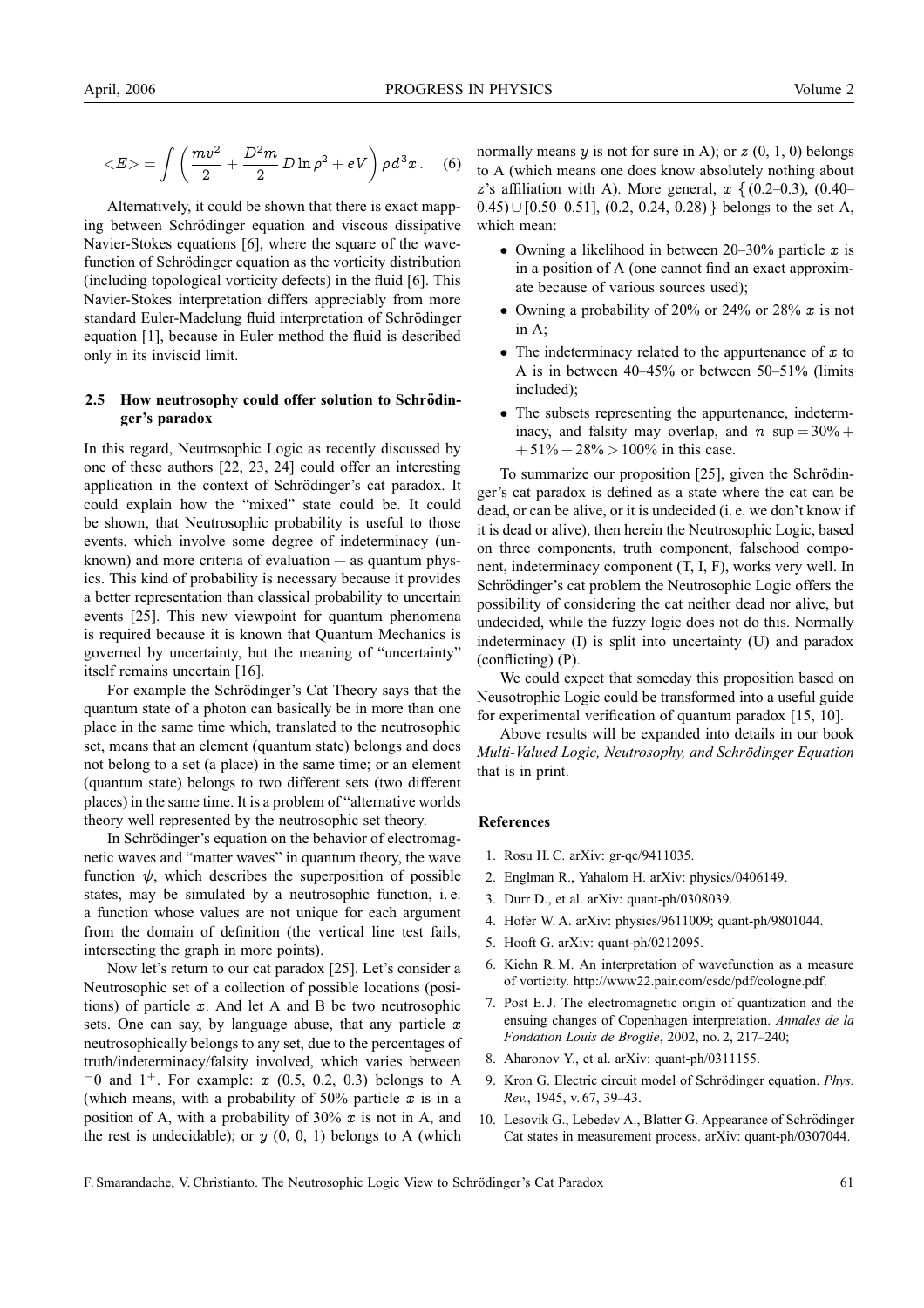$$<E> = \int \left( \frac{mv^2}{2} + \frac{D^2 m}{2} D \ln \rho^2 + eV \right) \rho \, d^3x \,. \quad (6)$$

Alternatively, it could be shown that there is exact mapping between Schrödinger equation and viscous dissipative Navier-Stokes equations [6], where the square of the wave-function of Schrödinger equation as the vorticity distribution (including topological vorticity defects) in the fluid [6]. This Navier-Stokes interpretation differs appreciably from more standard Euler-Madelung fluid interpretation of Schrödinger equation [1], because in Euler method the fluid is described only in its inviscid limit.

### 2.5 How neutrosophy could offer solution to Schrödinger's paradox

In this regard, Neutrosophic Logic as recently discussed by one of these authors [22, 23, 24] could offer an interesting application in the context of Schrödinger's cat paradox. It could explain how the "mixed" state could be. It could be shown, that Neutrosophic probability is useful to those events, which involve some degree of indeterminacy (unknown) and more criteria of evaluation — as quantum physics. This kind of probability is necessary because it provides a better representation than classical probability to uncertain events [25]. This new viewpoint for quantum phenomena is required because it is known that Quantum Mechanics is governed by uncertainty, but the meaning of "uncertainty" itself remains uncertain [16].

For example the Schrödinger's Cat Theory says that the quantum state of a photon can basically be in more than one place in the same time which, translated to the neutrosophic set, means that an element (quantum state) belongs and does not belong to a set (a place) in the same time; or an element (quantum state) belongs to two different sets (two different places) in the same time. It is a problem of "alternative worlds theory well represented by the neutrosophic set theory.

In Schrödinger's equation on the behavior of electromagnetic waves and "matter waves" in quantum theory, the wave function $\psi$, which describes the superposition of possible states, may be simulated by a neutrosophic function, i. e. a function whose values are not unique for each argument from the domain of definition (the vertical line test fails, intersecting the graph in more points).

Now let's return to our cat paradox [25]. Let's consider a Neutrosophic set of a collection of possible locations (positions) of particle $x$. And let A and B be two neutrosophic sets. One can say, by language abuse, that any particle $x$ neutrosophically belongs to any set, due to the percentages of truth/indeterminacy/falsity involved, which varies between $^{-}0$ and $1^{+}$. For example: $x$ (0.5, 0.2, 0.3) belongs to A (which means, with a probability of 50% particle $x$ is in a position of A, with a probability of 30% $x$ is not in A, and the rest is undecidable); or $y$ (0, 0, 1) belongs to A (which normally means $y$ is not for sure in A); or $z$ (0, 1, 0) belongs to A (which means one does know absolutely nothing about $z$'s affiliation with A). More general, $x$ { (0.2–0.3), (0.40–0.45) ∪ [0.50–0.51], (0.2, 0.24, 0.28) } belongs to the set A, which mean:

- Owning a likelihood in between 20–30% particle $x$ is in a position of A (one cannot find an exact approximate because of various sources used);
- Owning a probability of 20% or 24% or 28% $x$ is not in A;
- The indeterminacy related to the appurtenance of $x$ to A is in between 40–45% or between 50–51% (limits included);
- The subsets representing the appurtenance, indeterminacy, and falsity may overlap, and $n\_sup = 30\% + 51\% + 28\% > 100\%$ in this case.

To summarize our proposition [25], given the Schrödinger's cat paradox is defined as a state where the cat can be dead, or can be alive, or it is undecided (i. e. we don't know if it is dead or alive), then herein the Neutrosophic Logic, based on three components, truth component, falsehood component, indeterminacy component (T, I, F), works very well. In Schrödinger's cat problem the Neutrosophic Logic offers the possibility of considering the cat neither dead nor alive, but undecided, while the fuzzy logic does not do this. Normally indeterminacy (I) is split into uncertainty (U) and paradox (conflicting) (P).

We could expect that someday this proposition based on Neusotrophic Logic could be transformed into a useful guide for experimental verification of quantum paradox [15, 10].

Above results will be expanded into details in our book *Multi-Valued Logic, Neutrosophy, and Schrödinger Equation* that is in print.

## References

1. Rosu H. C. arXiv: gr-qc/9411035.
2. Englman R., Yahalom H. arXiv: physics/0406149.
3. Durr D., et al. arXiv: quant-ph/0308039.
4. Hofer W. A. arXiv: physics/9611009; quant-ph/9801044.
5. Hooft G. arXiv: quant-ph/0212095.
6. Kiehn R. M. An interpretation of wavefunction as a measure of vorticity. http://www22.pair.com/csdc/pdf/cologne.pdf.
7. Post E. J. The electromagnetic origin of quantization and the ensuing changes of Copenhagen interpretation. *Annales de la Fondation Louis de Broglie*, 2002, no. 2, 217–240;
8. Aharonov Y., et al. arXiv: quant-ph/0311155.
9. Kron G. Electric circuit model of Schrödinger equation. *Phys. Rev.*, 1945, v. 67, 39–43.
10. Lesovik G., Lebedev A., Blatter G. Appearance of Schrödinger Cat states in measurement process. arXiv: quant-ph/0307044.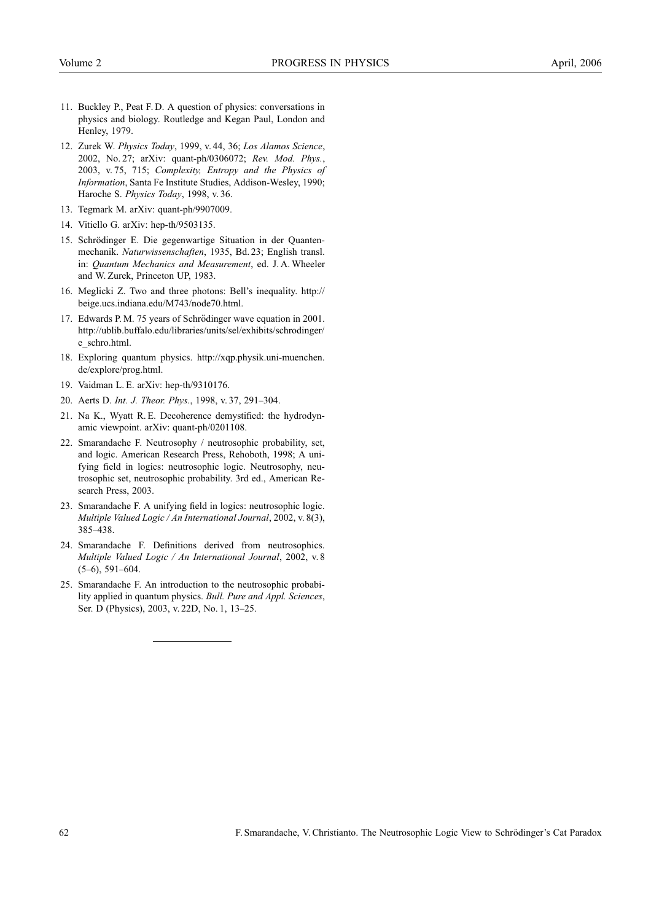11. Buckley P., Peat F. D. A question of physics: conversations in physics and biology. Routledge and Kegan Paul, London and Henley, 1979.
12. Zurek W. *Physics Today*, 1999, v. 44, 36; *Los Alamos Science*, 2002, No. 27; arXiv: quant-ph/0306072; *Rev. Mod. Phys.*, 2003, v. 75, 715; *Complexity, Entropy and the Physics of Information*, Santa Fe Institute Studies, Addison-Wesley, 1990; Haroche S. *Physics Today*, 1998, v. 36.
13. Tegmark M. arXiv: quant-ph/9907009.
14. Vitiello G. arXiv: hep-th/9503135.
15. Schrödinger E. Die gegenwartige Situation in der Quantenmechanik. *Naturwissenschaften*, 1935, Bd. 23; English transl. in: *Quantum Mechanics and Measurement*, ed. J. A. Wheeler and W. Zurek, Princeton UP, 1983.
16. Meglicki Z. Two and three photons: Bell's inequality. http://beige.ucs.indiana.edu/M743/node70.html.
17. Edwards P. M. 75 years of Schrödinger wave equation in 2001. http://ublib.buffalo.edu/libraries/units/sel/exhibits/schrodinger/e_schro.html.
18. Exploring quantum physics. http://xqp.physik.uni-muenchen.de/explore/prog.html.
19. Vaidman L. E. arXiv: hep-th/9310176.
20. Aerts D. *Int. J. Theor. Phys.*, 1998, v. 37, 291–304.
21. Na K., Wyatt R. E. Decoherence demystified: the hydrodynamic viewpoint. arXiv: quant-ph/0201108.
22. Smarandache F. Neutrosophy / neutrosophic probability, set, and logic. American Research Press, Rehoboth, 1998; A unifying field in logics: neutrosophic logic. Neutrosophy, neutrosophic set, neutrosophic probability. 3rd ed., American Research Press, 2003.
23. Smarandache F. A unifying field in logics: neutrosophic logic. *Multiple Valued Logic / An International Journal*, 2002, v. 8(3), 385–438.
24. Smarandache F. Definitions derived from neutrosophics. *Multiple Valued Logic / An International Journal*, 2002, v. 8 (5–6), 591–604.
25. Smarandache F. An introduction to the neutrosophic probability applied in quantum physics. *Bull. Pure and Appl. Sciences*, Ser. D (Physics), 2003, v. 22D, No. 1, 13–25.